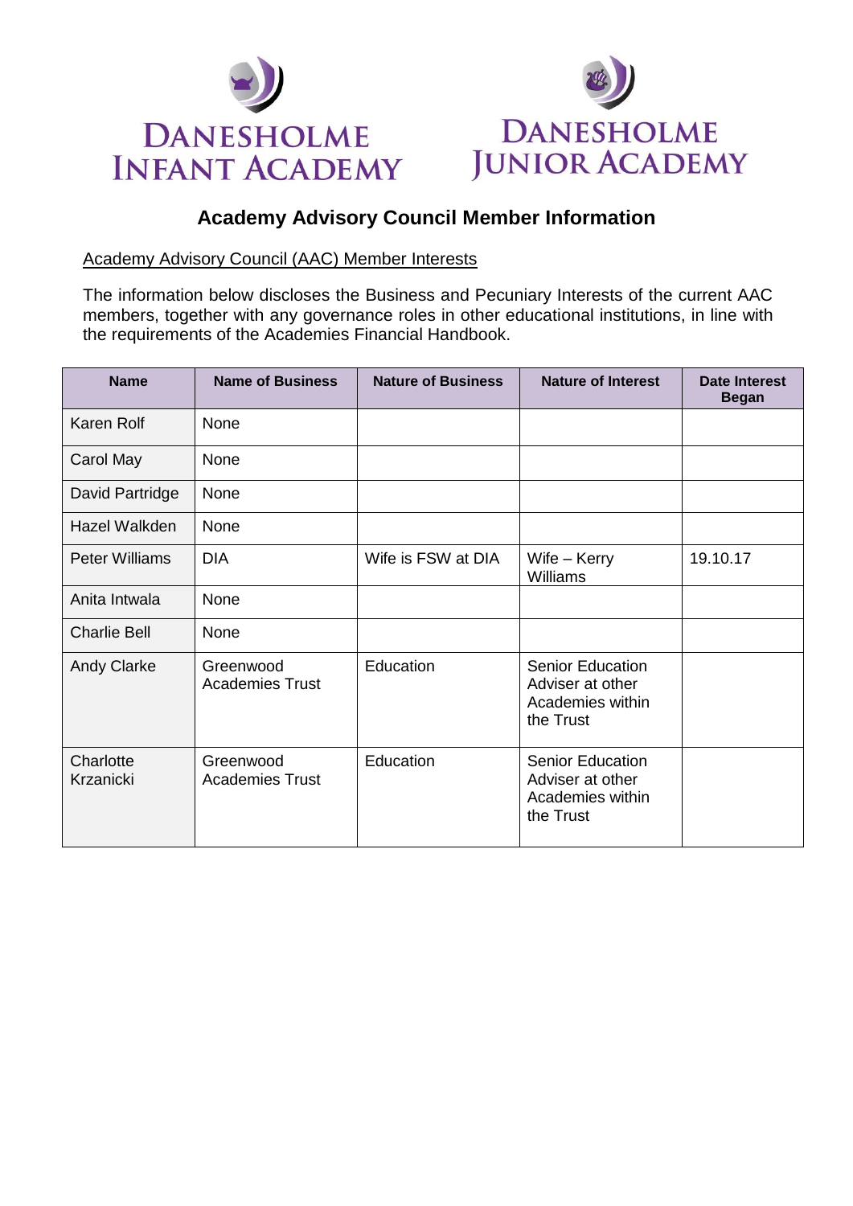DANESHOLME INFANT ACADEMY

DANESHOLME JUNIOR ACADEMY

# Academy Advisory Council Member Information

Academy Advisory Council (AAC) Member Interests

The information below discloses the Business and Pecuniary Interests of the current AAC members, together with any governance roles in other educational institutions, in line with the requirements of the Academies Financial Handbook.

| Name | Name of Business | Nature of Business | Nature of Interest | Date Interest Began |
|---|---|---|---|---|
| Karen Rolf | None | | | |
| Carol May | None | | | |
| David Partridge | None | | | |
| Hazel Walkden | None | | | |
| Peter Williams | DIA | Wife is FSW at DIA | Wife – Kerry Williams | 19.10.17 |
| Anita Intwala | None | | | |
| Charlie Bell | None | | | |
| Andy Clarke | Greenwood Academies Trust | Education | Senior Education Adviser at other Academies within the Trust | |
| Charlotte Krzanicki | Greenwood Academies Trust | Education | Senior Education Adviser at other Academies within the Trust | |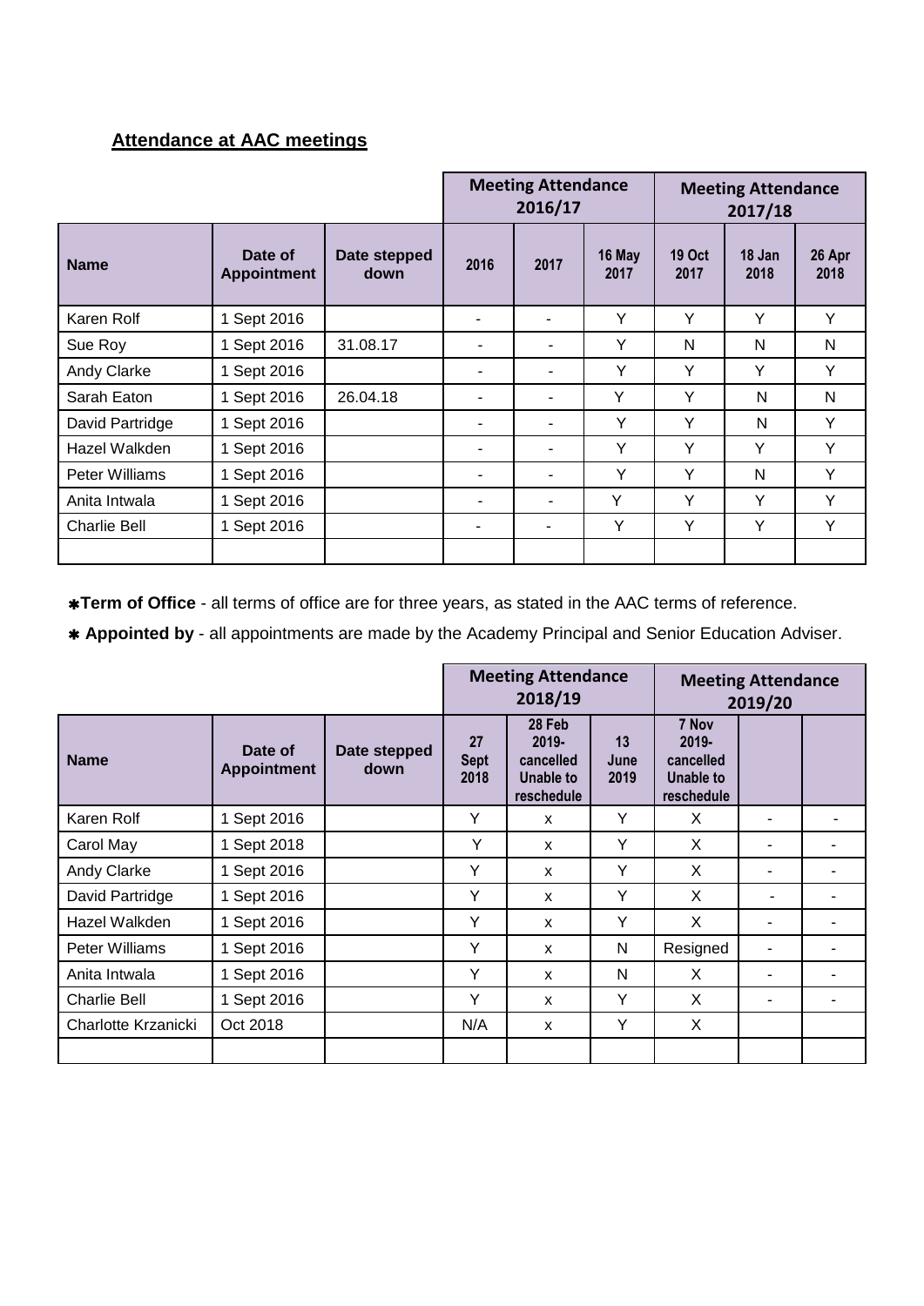**Attendance at AAC meetings**

| | | | Meeting Attendance 2016/17 | | | Meeting Attendance 2017/18 | | |
|---|---|---|---|---|---|---|---|---|
| **Name** | **Date of Appointment** | **Date stepped down** | **2016** | **2017** | **16 May 2017** | **19 Oct 2017** | **18 Jan 2018** | **26 Apr 2018** |
| Karen Rolf | 1 Sept 2016 | | - | - | Y | Y | Y | Y |
| Sue Roy | 1 Sept 2016 | 31.08.17 | - | - | Y | N | N | N |
| Andy Clarke | 1 Sept 2016 | | - | - | Y | Y | Y | Y |
| Sarah Eaton | 1 Sept 2016 | 26.04.18 | - | - | Y | Y | N | N |
| David Partridge | 1 Sept 2016 | | - | - | Y | Y | N | Y |
| Hazel Walkden | 1 Sept 2016 | | - | - | Y | Y | Y | Y |
| Peter Williams | 1 Sept 2016 | | - | - | Y | Y | N | Y |
| Anita Intwala | 1 Sept 2016 | | - | - | Y | Y | Y | Y |
| Charlie Bell | 1 Sept 2016 | | - | - | Y | Y | Y | Y |
| | | | | | | | | |

* **Term of Office** - all terms of office are for three years, as stated in the AAC terms of reference.
* **Appointed by** - all appointments are made by the Academy Principal and Senior Education Adviser.

| | | | Meeting Attendance 2018/19 | | | Meeting Attendance 2019/20 | | |
|---|---|---|---|---|---|---|---|---|
| **Name** | **Date of Appointment** | **Date stepped down** | **27 Sept 2018** | **28 Feb 2019- cancelled Unable to reschedule** | **13 June 2019** | **7 Nov 2019- cancelled Unable to reschedule** | | |
| Karen Rolf | 1 Sept 2016 | | Y | x | Y | X | - | - |
| Carol May | 1 Sept 2018 | | Y | x | Y | X | - | - |
| Andy Clarke | 1 Sept 2016 | | Y | x | Y | X | - | - |
| David Partridge | 1 Sept 2016 | | Y | x | Y | X | - | - |
| Hazel Walkden | 1 Sept 2016 | | Y | x | Y | X | - | - |
| Peter Williams | 1 Sept 2016 | | Y | x | N | Resigned | - | - |
| Anita Intwala | 1 Sept 2016 | | Y | x | N | X | - | - |
| Charlie Bell | 1 Sept 2016 | | Y | x | Y | X | - | - |
| Charlotte Krzanicki | Oct 2018 | | N/A | x | Y | X | | |
| | | | | | | | | |